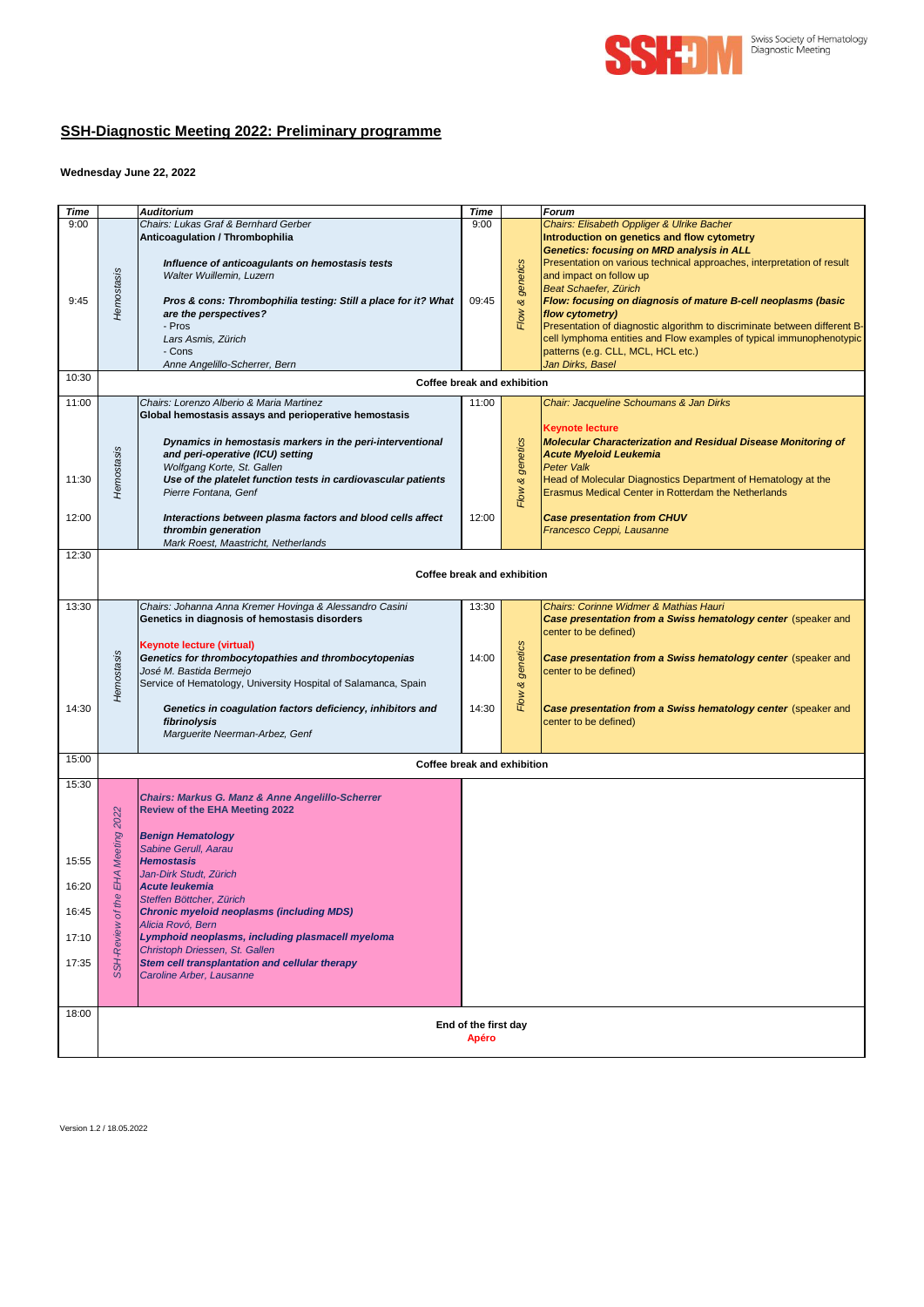Swiss Society of Hematology Diagnostic Meeting

# SSH-Diagnostic Meeting 2022: Preliminary programme

**Wednesday June 22, 2022**

| Time | | Auditorium | Time | | Forum |
|---|---|---|---|---|---|
| 9:00<br><br>9:45 | *Hemostasis* | *Chairs: Lukas Graf & Bernhard Gerber*<br>**Anticoagulation / Thrombophilia**<br>***Influence of anticoagulants on hemostasis tests***<br>*Walter Wuillemin, Luzern*<br>***Pros & cons: Thrombophilia testing: Still a place for it? What are the perspectives?***<br>- Pros<br>*Lars Asmis, Zürich*<br>- Cons<br>*Anne Angelillo-Scherrer, Bern* | 9:00<br><br>09:45 | *Flow & genetics* | *Chairs: Elisabeth Oppliger & Ulrike Bacher*<br>**Introduction on genetics and flow cytometry**<br>***Genetics: focusing on MRD analysis in ALL***<br>Presentation on various technical approaches, interpretation of result and impact on follow up<br>*Beat Schaefer, Zürich*<br>***Flow: focusing on diagnosis of mature B-cell neoplasms (basic flow cytometry)***<br>Presentation of diagnostic algorithm to discriminate between different B-cell lymphoma entities and Flow examples of typical immunophenotypic patterns (e.g. CLL, MCL, HCL etc.)<br>*Jan Dirks, Basel* |
| 10:30 | | **Coffee break and exhibition** | | | |
| 11:00<br><br>11:30<br><br>12:00 | *Hemostasis* | *Chairs: Lorenzo Alberio & Maria Martinez*<br>**Global hemostasis assays and perioperative hemostasis**<br>***Dynamics in hemostasis markers in the peri-interventional and peri-operative (ICU) setting***<br>*Wolfgang Korte, St. Gallen*<br>***Use of the platelet function tests in cardiovascular patients***<br>*Pierre Fontana, Genf*<br>***Interactions between plasma factors and blood cells affect thrombin generation***<br>*Mark Roest, Maastricht, Netherlands* | 11:00<br><br><br><br>12:00 | *Flow & genetics* | *Chair: Jacqueline Schoumans & Jan Dirks*<br>**Keynote lecture**<br>***Molecular Characterization and Residual Disease Monitoring of Acute Myeloid Leukemia***<br>*Peter Valk*<br>Head of Molecular Diagnostics Department of Hematology at the Erasmus Medical Center in Rotterdam the Netherlands<br>***Case presentation from CHUV***<br>*Francesco Ceppi, Lausanne* |
| 12:30 | | **Coffee break and exhibition** | | | |
| 13:30<br><br><br><br>14:30 | *Hemostasis* | *Chairs: Johanna Anna Kremer Hovinga & Alessandro Casini*<br>**Genetics in diagnosis of hemostasis disorders**<br>**Keynote lecture (virtual)**<br>***Genetics for thrombocytopathies and thrombocytopenias***<br>*José M. Bastida Bermejo*<br>Service of Hematology, University Hospital of Salamanca, Spain<br>***Genetics in coagulation factors deficiency, inhibitors and fibrinolysis***<br>*Marguerite Neerman-Arbez, Genf* | 13:30<br><br>14:00<br><br>14:30 | *Flow & genetics* | *Chairs: Corinne Widmer & Mathias Hauri*<br>***Case presentation from a Swiss hematology center*** (speaker and center to be defined)<br>***Case presentation from a Swiss hematology center*** (speaker and center to be defined)<br>***Case presentation from a Swiss hematology center*** (speaker and center to be defined) |
| 15:00 | | **Coffee break and exhibition** | | | |
| 15:30<br><br>15:55<br>16:20<br>16:45<br>17:10<br>17:35 | *SSH-Review of the EHA Meeting 2022* | ***Chairs: Markus G. Manz & Anne Angelillo-Scherrer***<br>**Review of the EHA Meeting 2022**<br>***Benign Hematology***<br>*Sabine Gerull, Aarau*<br>***Hemostasis***<br>*Jan-Dirk Studt, Zürich*<br>***Acute leukemia***<br>*Steffen Böttcher, Zürich*<br>***Chronic myeloid neoplasms (including MDS)***<br>*Alicia Rovó, Bern*<br>***Lymphoid neoplasms, including plasmacell myeloma***<br>*Christoph Driessen, St. Gallen*<br>***Stem cell transplantation and cellular therapy***<br>*Caroline Arber, Lausanne* | | | |
| 18:00 | | **End of the first day**<br>**Apéro** | | | |

Version 1.2 / 18.05.2022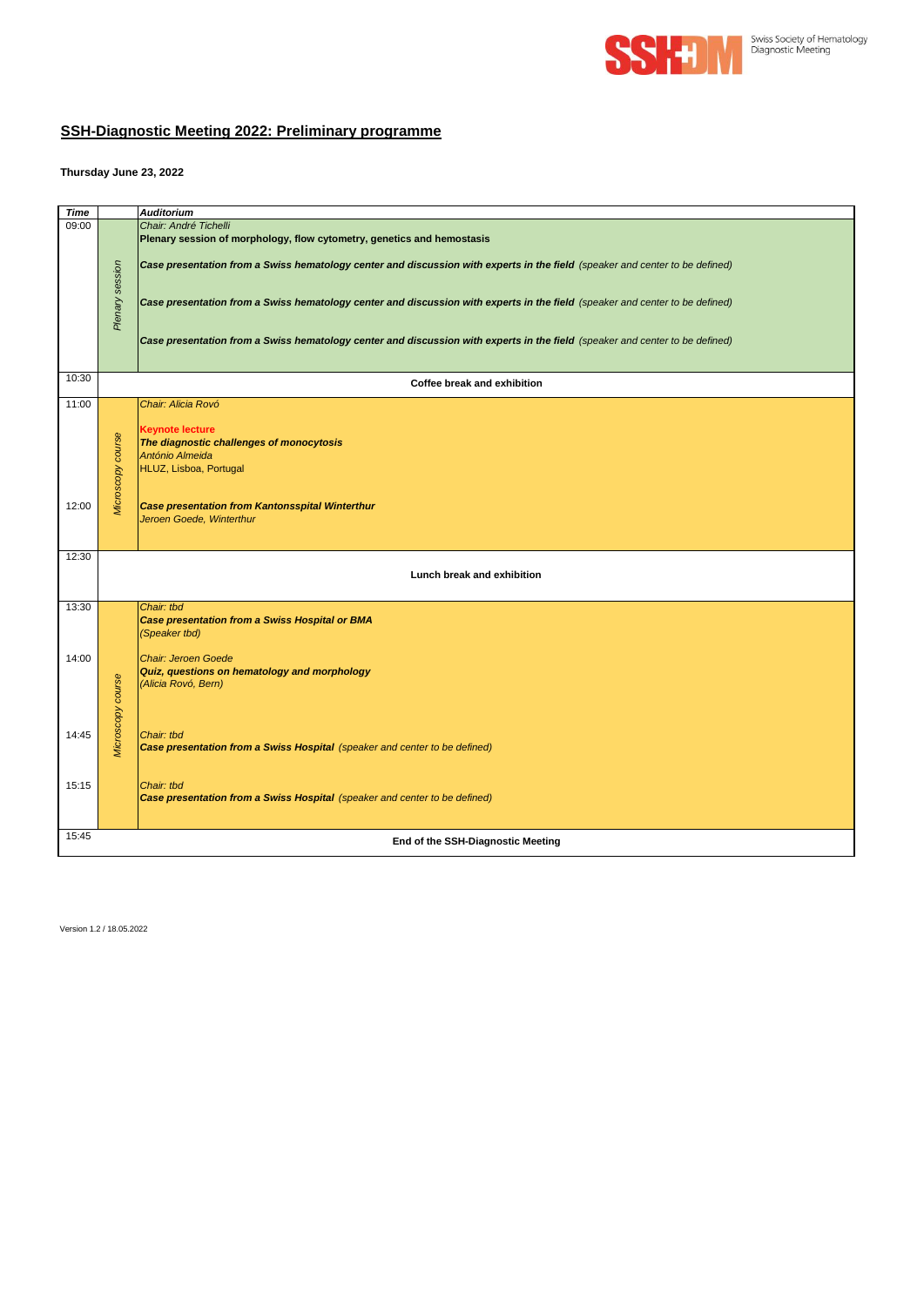## SSH-Diagnostic Meeting 2022: Preliminary programme

**Thursday June 23, 2022**

| *Time* | | *Auditorium* |
|---|---|---|
| 09:00 | *Plenary session* | *Chair: André Tichelli*<br>**Plenary session of morphology, flow cytometry, genetics and hemostasis**<br>***Case presentation from a Swiss hematology center and discussion with experts in the field*** *(speaker and center to be defined)*<br>***Case presentation from a Swiss hematology center and discussion with experts in the field*** *(speaker and center to be defined)*<br>***Case presentation from a Swiss hematology center and discussion with experts in the field*** *(speaker and center to be defined)* |
| 10:30 | | **Coffee break and exhibition** |
| 11:00 | *Microscopy course* | *Chair: Alicia Rovó*<br>**Keynote lecture**<br>***The diagnostic challenges of monocytosis***<br>*António Almeida*<br>HLUZ, Lisboa, Portugal |
| 12:00 | | ***Case presentation from Kantonsspital Winterthur***<br>*Jeroen Goede, Winterthur* |
| 12:30 | | **Lunch break and exhibition** |
| 13:30 | *Microscopy course* | *Chair: tbd*<br>***Case presentation from a Swiss Hospital or BMA***<br>*(Speaker tbd)* |
| 14:00 | | *Chair: Jeroen Goede*<br>***Quiz, questions on hematology and morphology***<br>*(Alicia Rovó, Bern)* |
| 14:45 | | *Chair: tbd*<br>***Case presentation from a Swiss Hospital*** *(speaker and center to be defined)* |
| 15:15 | | *Chair: tbd*<br>***Case presentation from a Swiss Hospital*** *(speaker and center to be defined)* |
| 15:45 | | **End of the SSH-Diagnostic Meeting** |

Version 1.2 / 18.05.2022